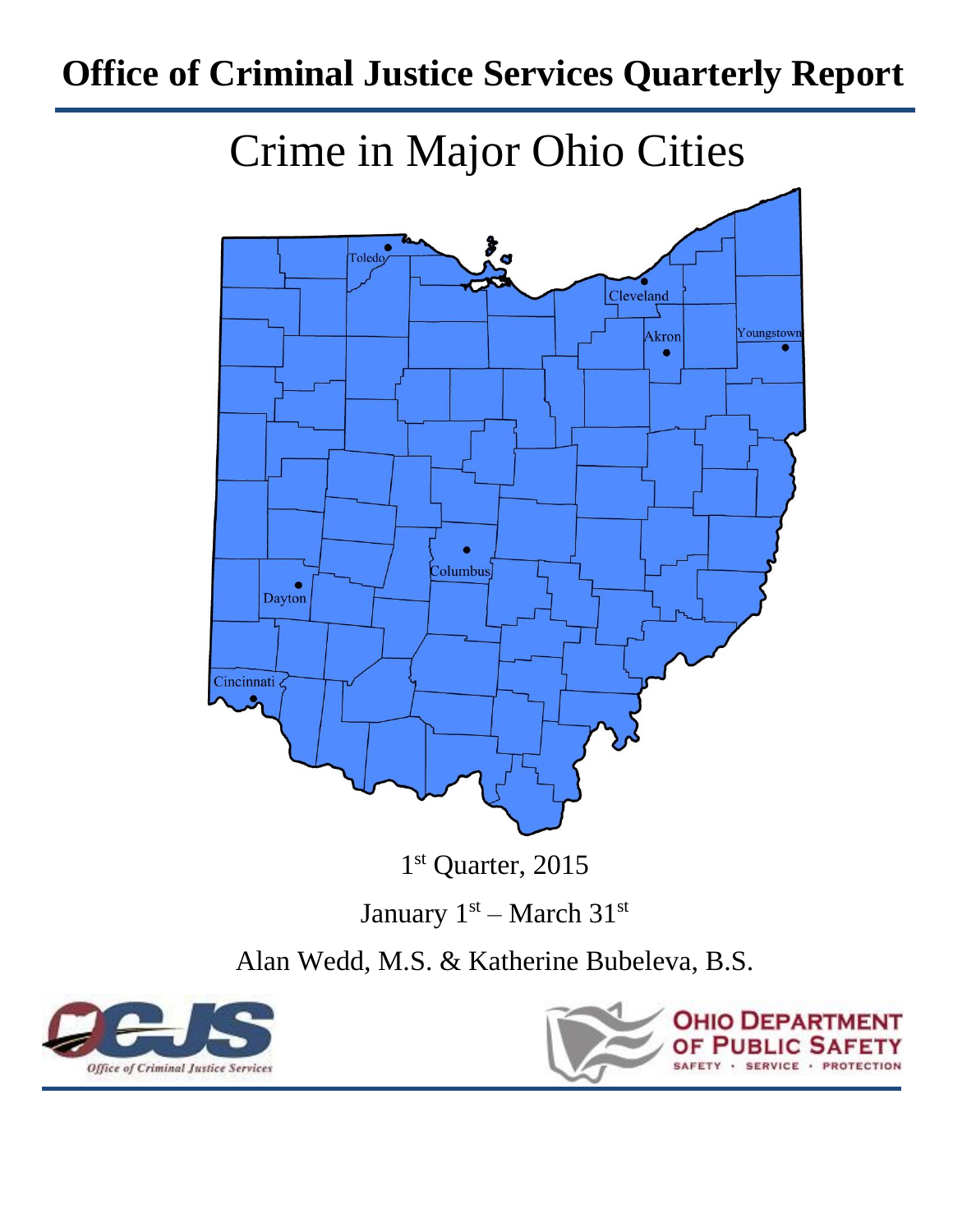# Office of Criminal Justice Services Quarterly Report

## Crime in Major Ohio Cities

Toledo

Cleveland

Akron

Youngstown

Columbus

Dayton

Cincinnati

1st Quarter, 2015

January 1st – March 31st

Alan Wedd, M.S. & Katherine Bubeleva, B.S.

OCJS *Office of Criminal Justice Services*

OHIO DEPARTMENT OF PUBLIC SAFETY

SAFETY · SERVICE · PROTECTION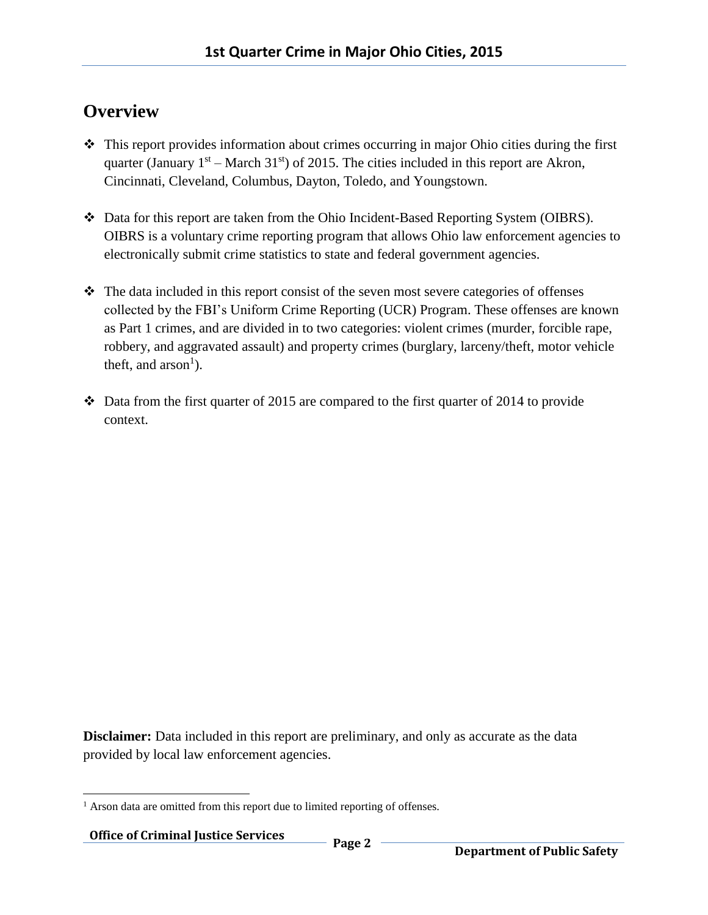## Overview

- This report provides information about crimes occurring in major Ohio cities during the first quarter (January 1st – March 31st) of 2015. The cities included in this report are Akron, Cincinnati, Cleveland, Columbus, Dayton, Toledo, and Youngstown.

- Data for this report are taken from the Ohio Incident-Based Reporting System (OIBRS). OIBRS is a voluntary crime reporting program that allows Ohio law enforcement agencies to electronically submit crime statistics to state and federal government agencies.

- The data included in this report consist of the seven most severe categories of offenses collected by the FBI's Uniform Crime Reporting (UCR) Program. These offenses are known as Part 1 crimes, and are divided in to two categories: violent crimes (murder, forcible rape, robbery, and aggravated assault) and property crimes (burglary, larceny/theft, motor vehicle theft, and arson[1]).

- Data from the first quarter of 2015 are compared to the first quarter of 2014 to provide context.

**Disclaimer:** Data included in this report are preliminary, and only as accurate as the data provided by local law enforcement agencies.

[1] Arson data are omitted from this report due to limited reporting of offenses.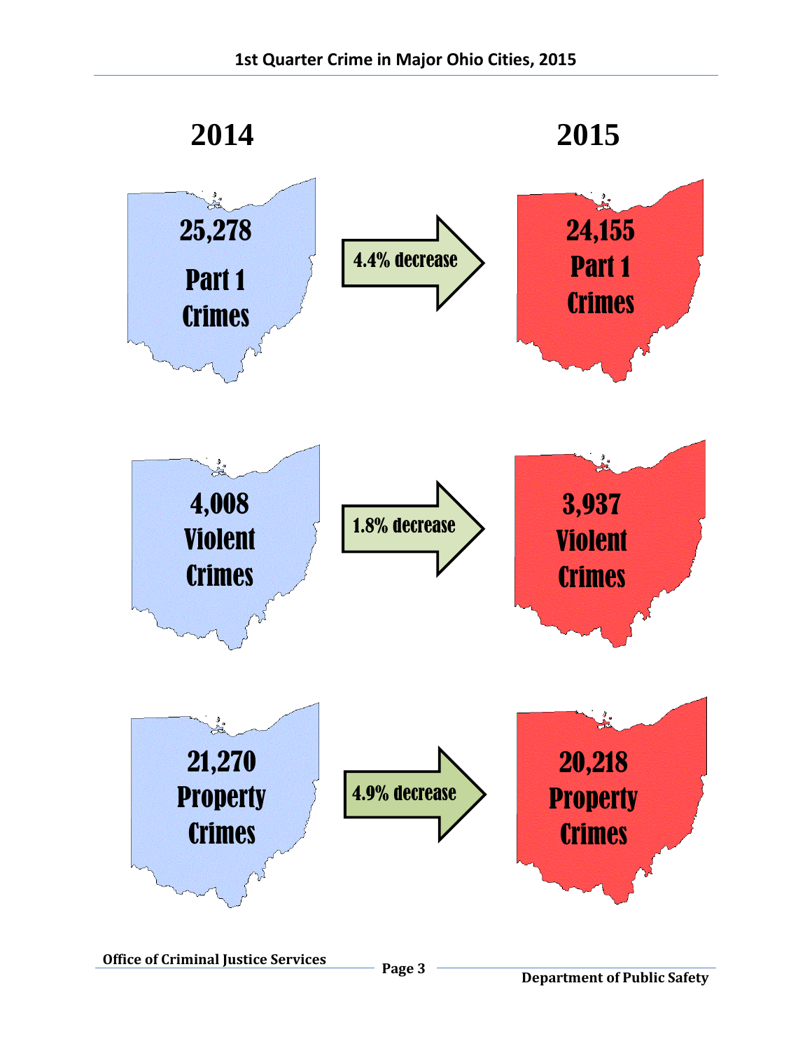| 2014 | | 2015 |
|---|---|---|
| 25,278 Part 1 Crimes | 4.4% decrease | 24,155 Part 1 Crimes |
| 4,008 Violent Crimes | 1.8% decrease | 3,937 Violent Crimes |
| 21,270 Property Crimes | 4.9% decrease | 20,218 Property Crimes |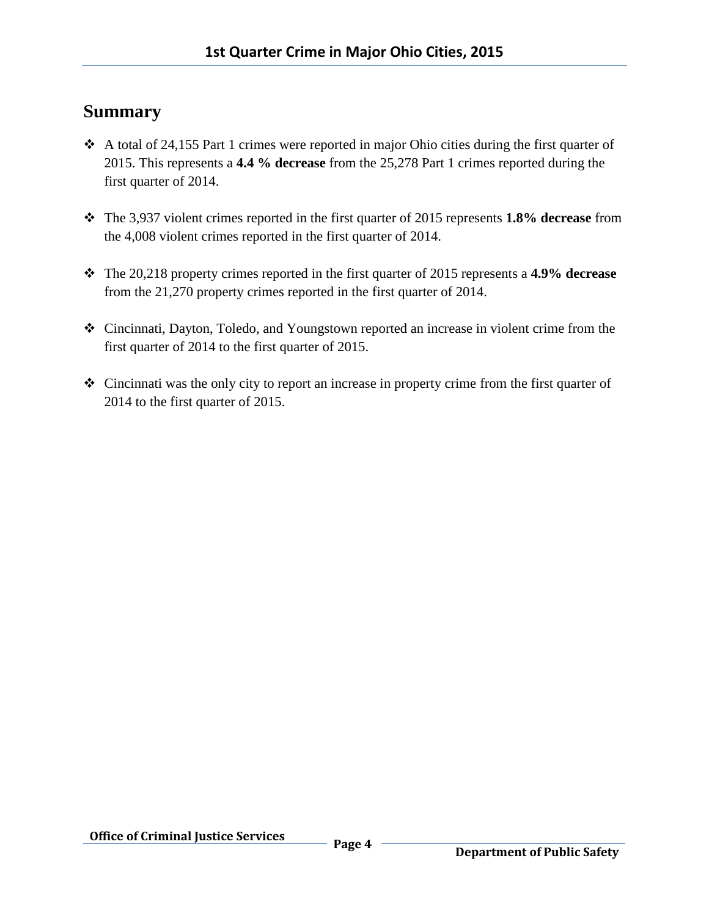## Summary

- A total of 24,155 Part 1 crimes were reported in major Ohio cities during the first quarter of 2015. This represents a **4.4 % decrease** from the 25,278 Part 1 crimes reported during the first quarter of 2014.

- The 3,937 violent crimes reported in the first quarter of 2015 represents **1.8% decrease** from the 4,008 violent crimes reported in the first quarter of 2014.

- The 20,218 property crimes reported in the first quarter of 2015 represents a **4.9% decrease** from the 21,270 property crimes reported in the first quarter of 2014.

- Cincinnati, Dayton, Toledo, and Youngstown reported an increase in violent crime from the first quarter of 2014 to the first quarter of 2015.

- Cincinnati was the only city to report an increase in property crime from the first quarter of 2014 to the first quarter of 2015.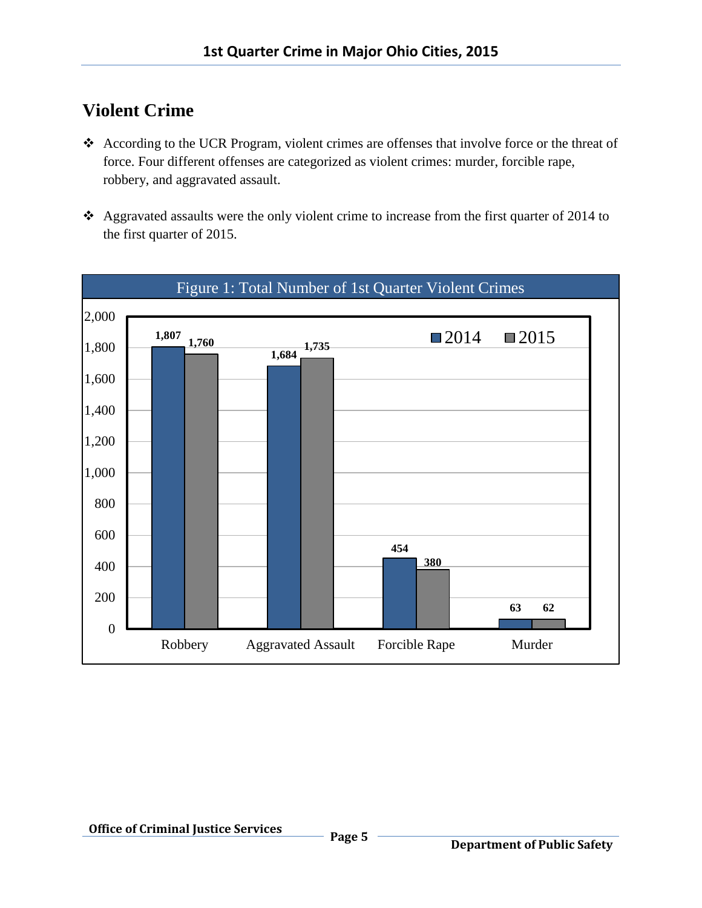## Violent Crime

- According to the UCR Program, violent crimes are offenses that involve force or the threat of force. Four different offenses are categorized as violent crimes: murder, forcible rape, robbery, and aggravated assault.

- Aggravated assaults were the only violent crime to increase from the first quarter of 2014 to the first quarter of 2015.

Figure 1: Total Number of 1st Quarter Violent Crimes

| | 2014 | 2015 |
|---|---|---|
| Robbery | 1,807 | 1,760 |
| Aggravated Assault | 1,684 | 1,735 |
| Forcible Rape | 454 | 380 |
| Murder | 63 | 62 |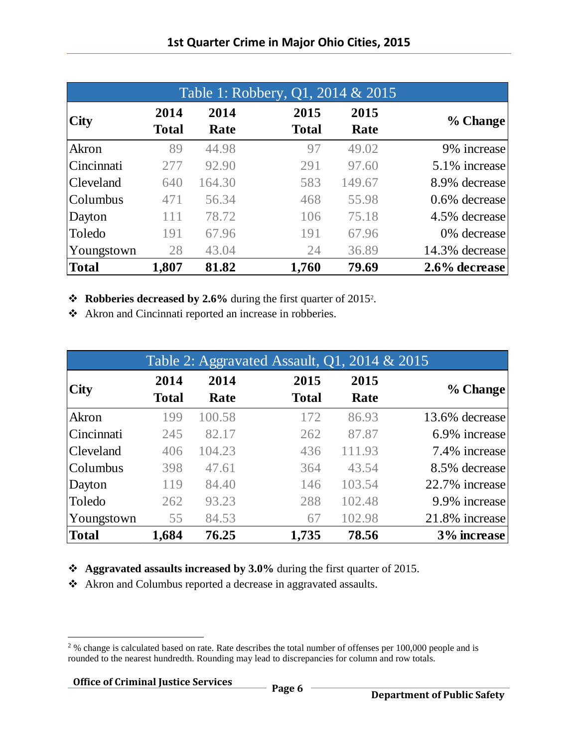## 1st Quarter Crime in Major Ohio Cities, 2015

| Table 1: Robbery, Q1, 2014 & 2015 | | | | | |
|---|---|---|---|---|---|
| **City** | **2014 Total** | **2014 Rate** | **2015 Total** | **2015 Rate** | **% Change** |
| Akron | 89 | 44.98 | 97 | 49.02 | 9% increase |
| Cincinnati | 277 | 92.90 | 291 | 97.60 | 5.1% increase |
| Cleveland | 640 | 164.30 | 583 | 149.67 | 8.9% decrease |
| Columbus | 471 | 56.34 | 468 | 55.98 | 0.6% decrease |
| Dayton | 111 | 78.72 | 106 | 75.18 | 4.5% decrease |
| Toledo | 191 | 67.96 | 191 | 67.96 | 0% decrease |
| Youngstown | 28 | 43.04 | 24 | 36.89 | 14.3% decrease |
| **Total** | **1,807** | **81.82** | **1,760** | **79.69** | **2.6% decrease** |

- **Robberies decreased by 2.6%** during the first quarter of 2015[2].
- Akron and Cincinnati reported an increase in robberies.

| Table 2: Aggravated Assault, Q1, 2014 & 2015 | | | | | |
|---|---|---|---|---|---|
| **City** | **2014 Total** | **2014 Rate** | **2015 Total** | **2015 Rate** | **% Change** |
| Akron | 199 | 100.58 | 172 | 86.93 | 13.6% decrease |
| Cincinnati | 245 | 82.17 | 262 | 87.87 | 6.9% increase |
| Cleveland | 406 | 104.23 | 436 | 111.93 | 7.4% increase |
| Columbus | 398 | 47.61 | 364 | 43.54 | 8.5% decrease |
| Dayton | 119 | 84.40 | 146 | 103.54 | 22.7% increase |
| Toledo | 262 | 93.23 | 288 | 102.48 | 9.9% increase |
| Youngstown | 55 | 84.53 | 67 | 102.98 | 21.8% increase |
| **Total** | **1,684** | **76.25** | **1,735** | **78.56** | **3% increase** |

- **Aggravated assaults increased by 3.0%** during the first quarter of 2015.
- Akron and Columbus reported a decrease in aggravated assaults.

[2] % change is calculated based on rate. Rate describes the total number of offenses per 100,000 people and is rounded to the nearest hundredth. Rounding may lead to discrepancies for column and row totals.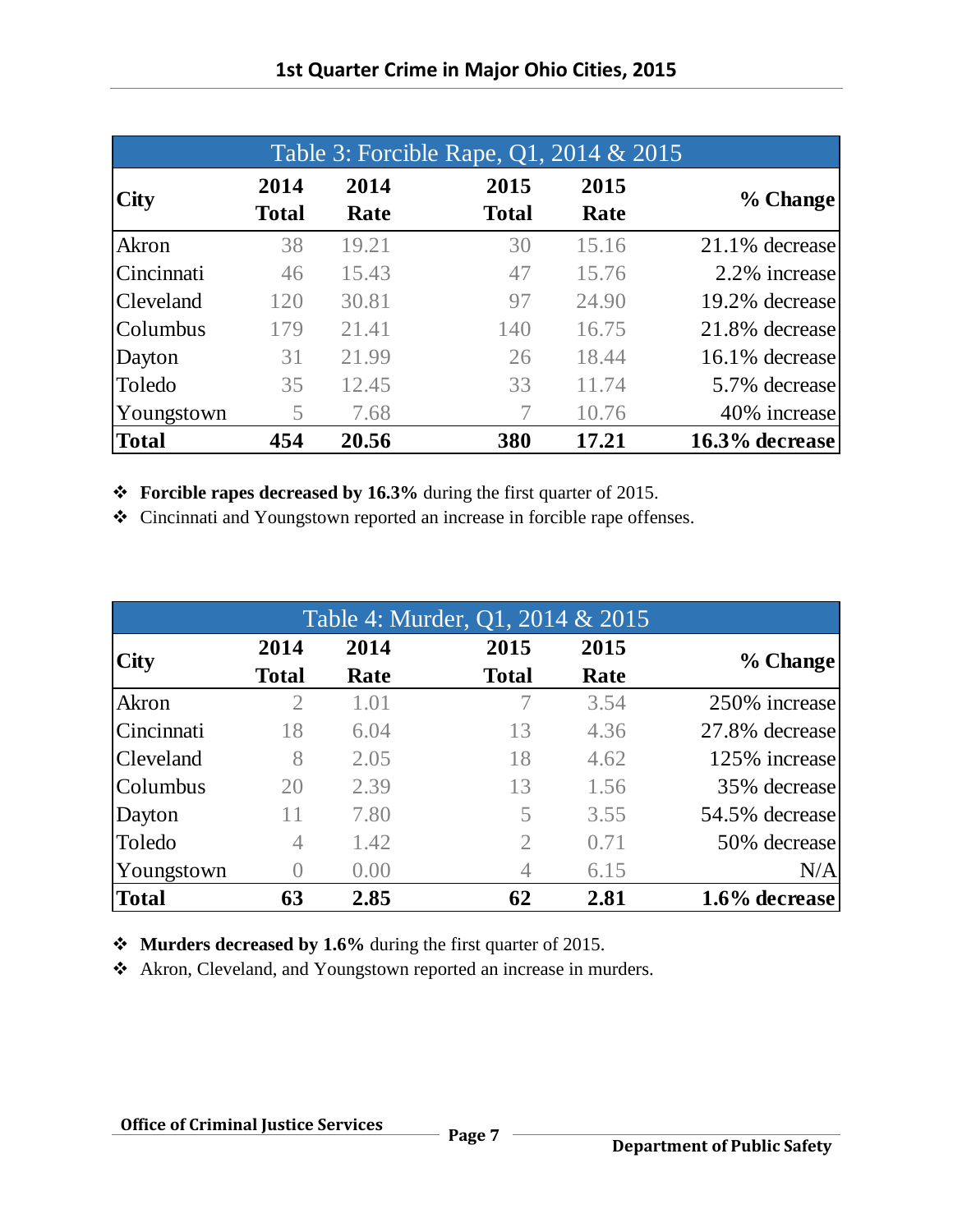## 1st Quarter Crime in Major Ohio Cities, 2015

| Table 3: Forcible Rape, Q1, 2014 & 2015 | | | | | |
|---|---|---|---|---|---|
| **City** | **2014 Total** | **2014 Rate** | **2015 Total** | **2015 Rate** | **% Change** |
| Akron | 38 | 19.21 | 30 | 15.16 | 21.1% decrease |
| Cincinnati | 46 | 15.43 | 47 | 15.76 | 2.2% increase |
| Cleveland | 120 | 30.81 | 97 | 24.90 | 19.2% decrease |
| Columbus | 179 | 21.41 | 140 | 16.75 | 21.8% decrease |
| Dayton | 31 | 21.99 | 26 | 18.44 | 16.1% decrease |
| Toledo | 35 | 12.45 | 33 | 11.74 | 5.7% decrease |
| Youngstown | 5 | 7.68 | 7 | 10.76 | 40% increase |
| **Total** | **454** | **20.56** | **380** | **17.21** | **16.3% decrease** |

- **Forcible rapes decreased by 16.3%** during the first quarter of 2015.
- Cincinnati and Youngstown reported an increase in forcible rape offenses.

| Table 4: Murder, Q1, 2014 & 2015 | | | | | |
|---|---|---|---|---|---|
| **City** | **2014 Total** | **2014 Rate** | **2015 Total** | **2015 Rate** | **% Change** |
| Akron | 2 | 1.01 | 7 | 3.54 | 250% increase |
| Cincinnati | 18 | 6.04 | 13 | 4.36 | 27.8% decrease |
| Cleveland | 8 | 2.05 | 18 | 4.62 | 125% increase |
| Columbus | 20 | 2.39 | 13 | 1.56 | 35% decrease |
| Dayton | 11 | 7.80 | 5 | 3.55 | 54.5% decrease |
| Toledo | 4 | 1.42 | 2 | 0.71 | 50% decrease |
| Youngstown | 0 | 0.00 | 4 | 6.15 | N/A |
| **Total** | **63** | **2.85** | **62** | **2.81** | **1.6% decrease** |

- **Murders decreased by 1.6%** during the first quarter of 2015.
- Akron, Cleveland, and Youngstown reported an increase in murders.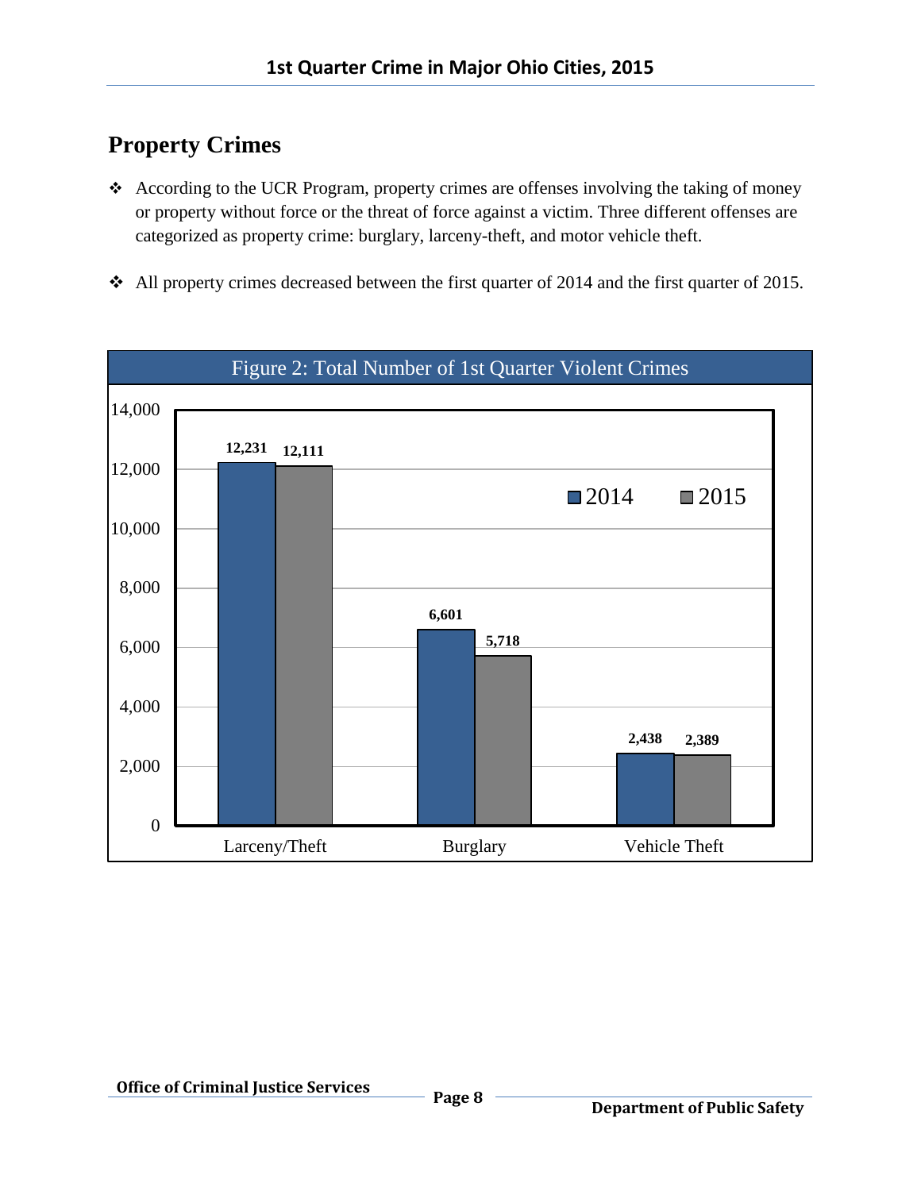## Property Crimes

- According to the UCR Program, property crimes are offenses involving the taking of money or property without force or the threat of force against a victim. Three different offenses are categorized as property crime: burglary, larceny-theft, and motor vehicle theft.
- All property crimes decreased between the first quarter of 2014 and the first quarter of 2015.

**Figure 2: Total Number of 1st Quarter Violent Crimes**

| | 2014 | 2015 |
|---|---|---|
| Larceny/Theft | 12,231 | 12,111 |
| Burglary | 6,601 | 5,718 |
| Vehicle Theft | 2,438 | 2,389 |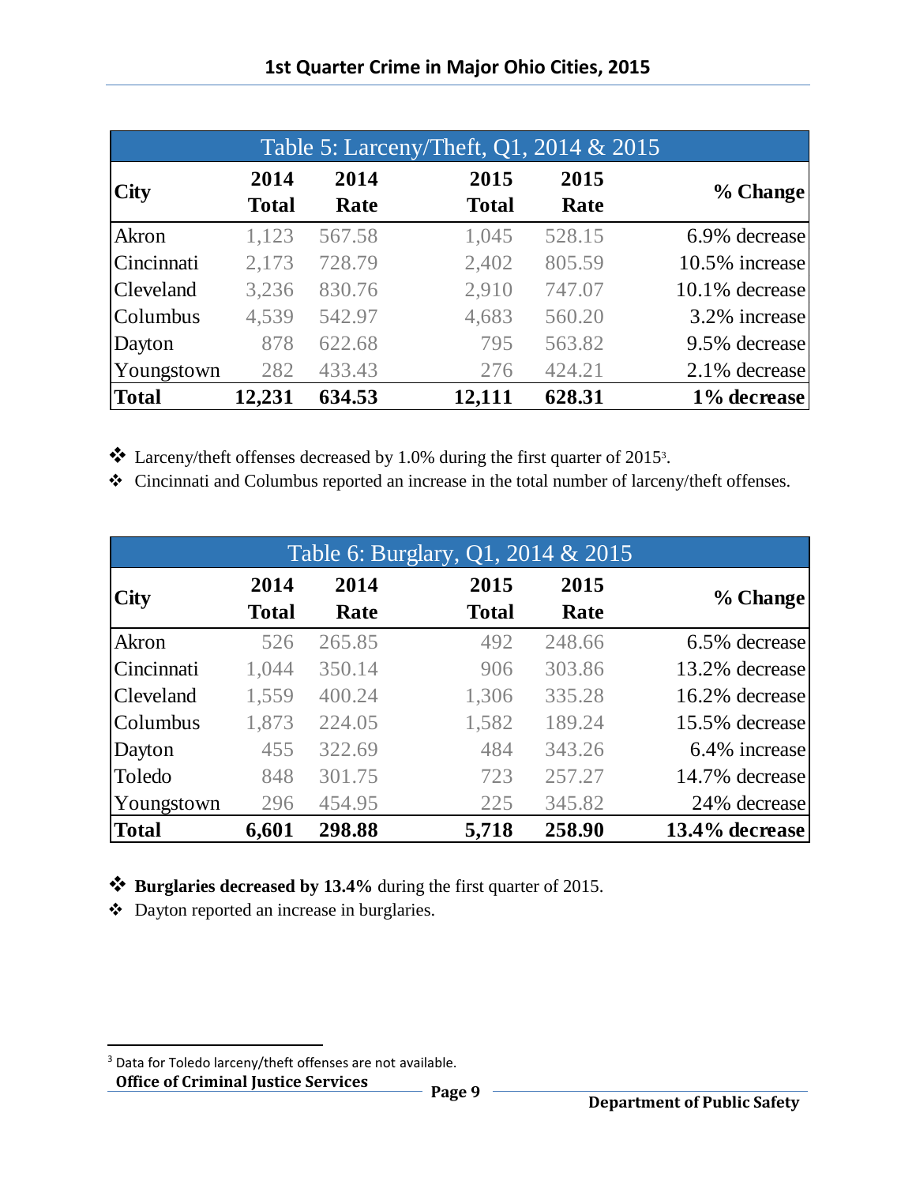| Table 5: Larceny/Theft, Q1, 2014 & 2015 | | | | | |
|---|---|---|---|---|---|
| City | 2014 Total | 2014 Rate | 2015 Total | 2015 Rate | % Change |
| Akron | 1,123 | 567.58 | 1,045 | 528.15 | 6.9% decrease |
| Cincinnati | 2,173 | 728.79 | 2,402 | 805.59 | 10.5% increase |
| Cleveland | 3,236 | 830.76 | 2,910 | 747.07 | 10.1% decrease |
| Columbus | 4,539 | 542.97 | 4,683 | 560.20 | 3.2% increase |
| Dayton | 878 | 622.68 | 795 | 563.82 | 9.5% decrease |
| Youngstown | 282 | 433.43 | 276 | 424.21 | 2.1% decrease |
| **Total** | **12,231** | **634.53** | **12,111** | **628.31** | **1% decrease** |

- Larceny/theft offenses decreased by 1.0% during the first quarter of 2015[3].
- Cincinnati and Columbus reported an increase in the total number of larceny/theft offenses.

| Table 6: Burglary, Q1, 2014 & 2015 | | | | | |
|---|---|---|---|---|---|
| City | 2014 Total | 2014 Rate | 2015 Total | 2015 Rate | % Change |
| Akron | 526 | 265.85 | 492 | 248.66 | 6.5% decrease |
| Cincinnati | 1,044 | 350.14 | 906 | 303.86 | 13.2% decrease |
| Cleveland | 1,559 | 400.24 | 1,306 | 335.28 | 16.2% decrease |
| Columbus | 1,873 | 224.05 | 1,582 | 189.24 | 15.5% decrease |
| Dayton | 455 | 322.69 | 484 | 343.26 | 6.4% increase |
| Toledo | 848 | 301.75 | 723 | 257.27 | 14.7% decrease |
| Youngstown | 296 | 454.95 | 225 | 345.82 | 24% decrease |
| **Total** | **6,601** | **298.88** | **5,718** | **258.90** | **13.4% decrease** |

- **Burglaries decreased by 13.4%** during the first quarter of 2015.
- Dayton reported an increase in burglaries.

[3] Data for Toledo larceny/theft offenses are not available.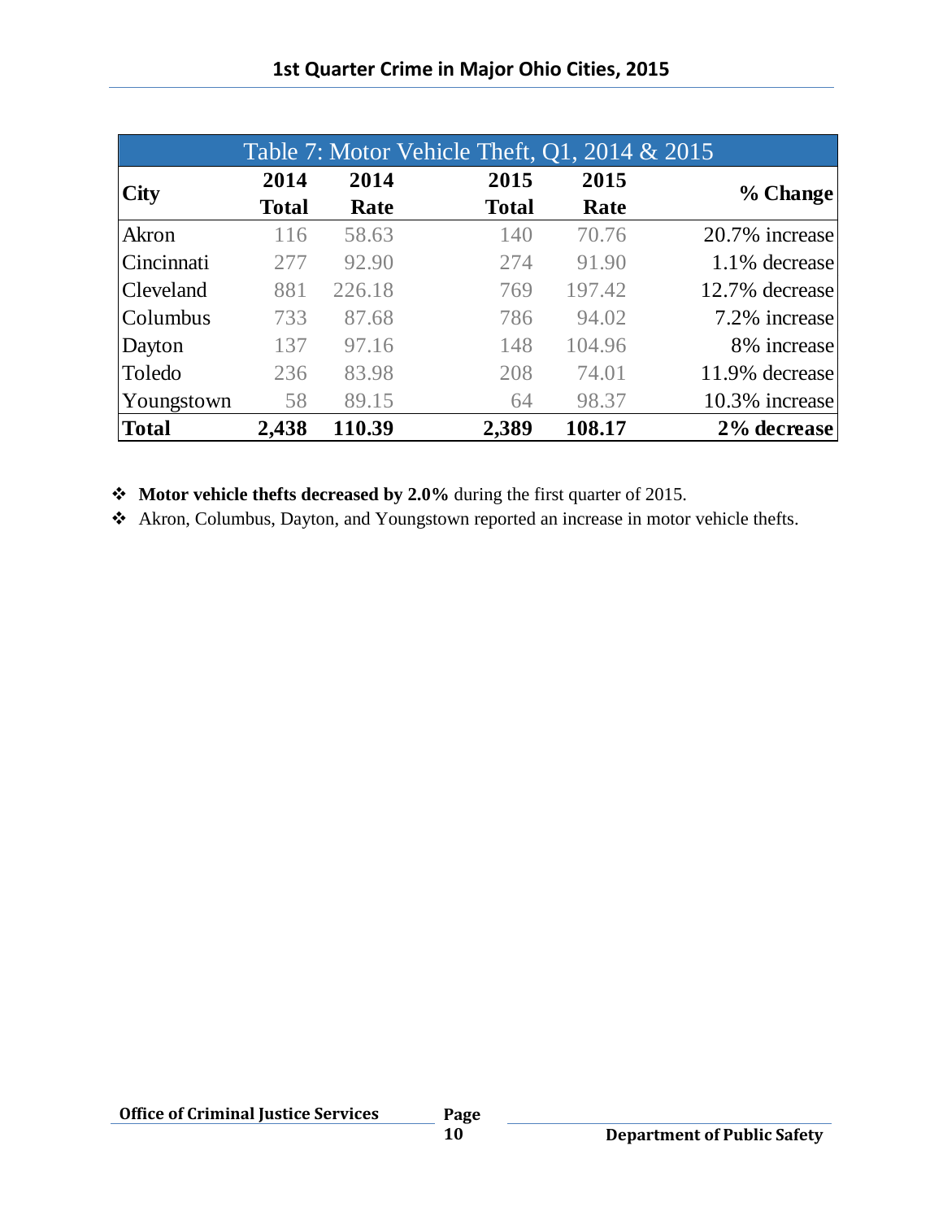| Table 7: Motor Vehicle Theft, Q1, 2014 & 2015 | | | | | |
|---|---|---|---|---|---|
| **City** | **2014 Total** | **2014 Rate** | **2015 Total** | **2015 Rate** | **% Change** |
| Akron | 116 | 58.63 | 140 | 70.76 | 20.7% increase |
| Cincinnati | 277 | 92.90 | 274 | 91.90 | 1.1% decrease |
| Cleveland | 881 | 226.18 | 769 | 197.42 | 12.7% decrease |
| Columbus | 733 | 87.68 | 786 | 94.02 | 7.2% increase |
| Dayton | 137 | 97.16 | 148 | 104.96 | 8% increase |
| Toledo | 236 | 83.98 | 208 | 74.01 | 11.9% decrease |
| Youngstown | 58 | 89.15 | 64 | 98.37 | 10.3% increase |
| **Total** | **2,438** | **110.39** | **2,389** | **108.17** | **2% decrease** |

- **Motor vehicle thefts decreased by 2.0%** during the first quarter of 2015.
- Akron, Columbus, Dayton, and Youngstown reported an increase in motor vehicle thefts.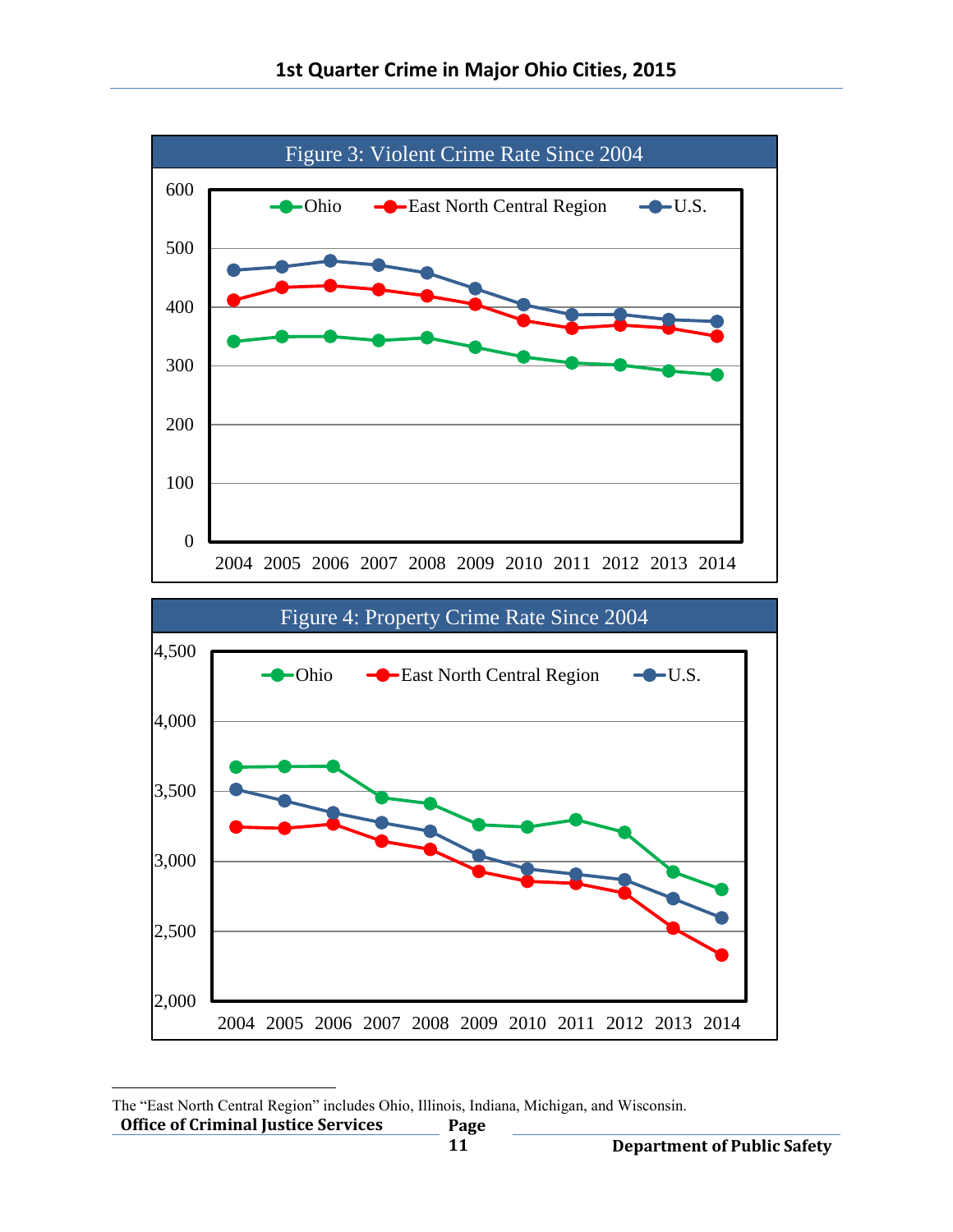Figure 3: Violent Crime Rate Since 2004

Ohio
East North Central Region
U.S.

600
500
400
300
200
100
0

2004 2005 2006 2007 2008 2009 2010 2011 2012 2013 2014

Figure 4: Property Crime Rate Since 2004

Ohio
East North Central Region
U.S.

4,500
4,000
3,500
3,000
2,500
2,000

2004 2005 2006 2007 2008 2009 2010 2011 2012 2013 2014

The "East North Central Region" includes Ohio, Illinois, Indiana, Michigan, and Wisconsin.